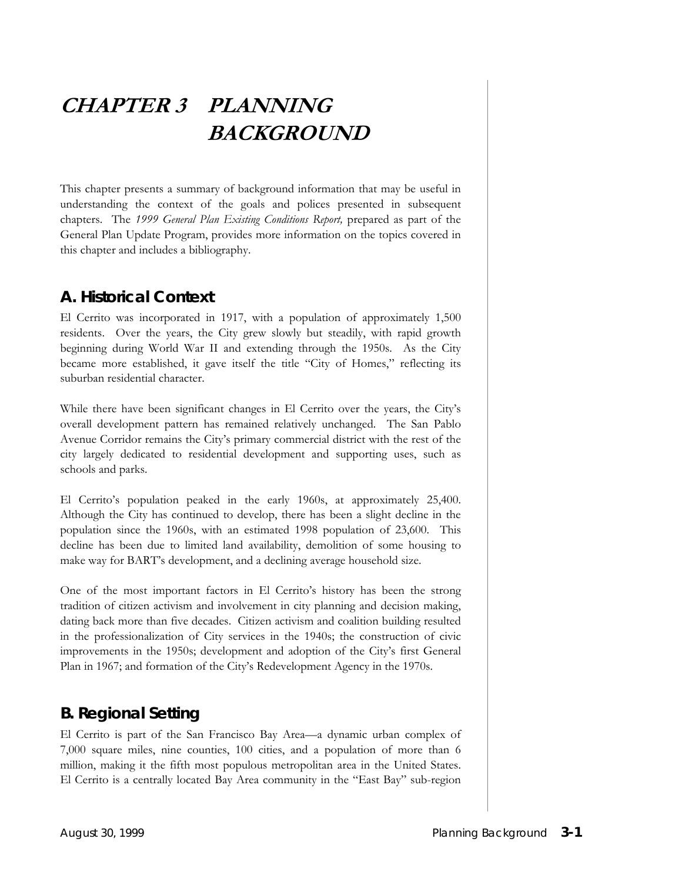# CHAPTER 3 PLANNING BACKGROUND

This chapter presents a summary of background information that may be useful in understanding the context of the goals and polices presented in subsequent chapters. The *1999 General Plan Existing Conditions Report,* prepared as part of the General Plan Update Program, provides more information on the topics covered in this chapter and includes a bibliography.

## A. Historical Context

El Cerrito was incorporated in 1917, with a population of approximately 1,500 residents. Over the years, the City grew slowly but steadily, with rapid growth beginning during World War II and extending through the 1950s. As the City became more established, it gave itself the title "City of Homes," reflecting its suburban residential character.

While there have been significant changes in El Cerrito over the years, the City's overall development pattern has remained relatively unchanged. The San Pablo Avenue Corridor remains the City's primary commercial district with the rest of the city largely dedicated to residential development and supporting uses, such as schools and parks.

El Cerrito's population peaked in the early 1960s, at approximately 25,400. Although the City has continued to develop, there has been a slight decline in the population since the 1960s, with an estimated 1998 population of 23,600. This decline has been due to limited land availability, demolition of some housing to make way for BART's development, and a declining average household size.

One of the most important factors in El Cerrito's history has been the strong tradition of citizen activism and involvement in city planning and decision making, dating back more than five decades. Citizen activism and coalition building resulted in the professionalization of City services in the 1940s; the construction of civic improvements in the 1950s; development and adoption of the City's first General Plan in 1967; and formation of the City's Redevelopment Agency in the 1970s.

## B. Regional Setting

El Cerrito is part of the San Francisco Bay Area—a dynamic urban complex of 7,000 square miles, nine counties, 100 cities, and a population of more than 6 million, making it the fifth most populous metropolitan area in the United States. El Cerrito is a centrally located Bay Area community in the "East Bay" sub-region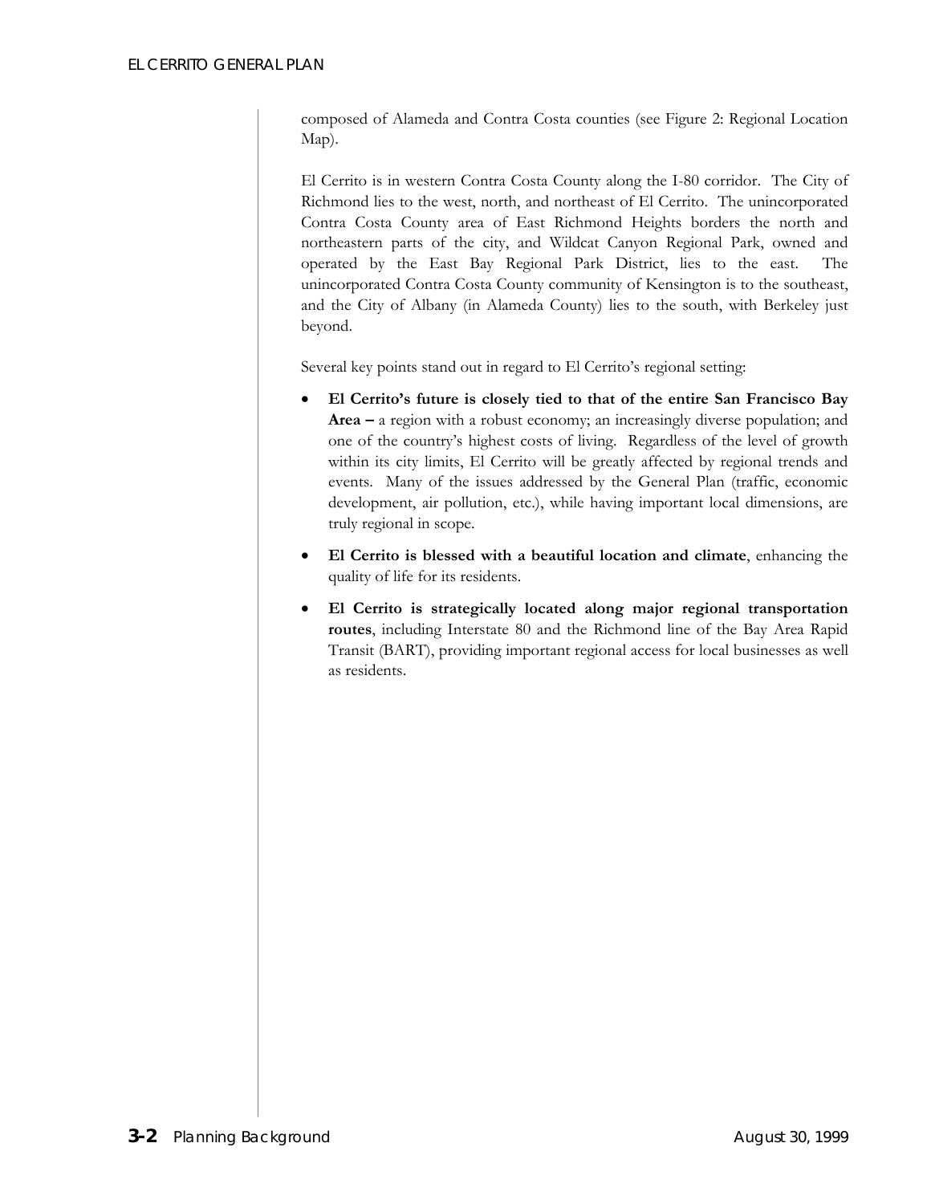composed of Alameda and Contra Costa counties (see Figure 2: Regional Location Map).

El Cerrito is in western Contra Costa County along the I-80 corridor. The City of Richmond lies to the west, north, and northeast of El Cerrito. The unincorporated Contra Costa County area of East Richmond Heights borders the north and northeastern parts of the city, and Wildcat Canyon Regional Park, owned and operated by the East Bay Regional Park District, lies to the east. The unincorporated Contra Costa County community of Kensington is to the southeast, and the City of Albany (in Alameda County) lies to the south, with Berkeley just beyond.

Several key points stand out in regard to El Cerrito's regional setting:

- **El Cerrito's future is closely tied to that of the entire San Francisco Bay Area –** a region with a robust economy; an increasingly diverse population; and one of the country's highest costs of living. Regardless of the level of growth within its city limits, El Cerrito will be greatly affected by regional trends and events. Many of the issues addressed by the General Plan (traffic, economic development, air pollution, etc.), while having important local dimensions, are truly regional in scope.
- **El Cerrito is blessed with a beautiful location and climate**, enhancing the quality of life for its residents.
- **El Cerrito is strategically located along major regional transportation routes**, including Interstate 80 and the Richmond line of the Bay Area Rapid Transit (BART), providing important regional access for local businesses as well as residents.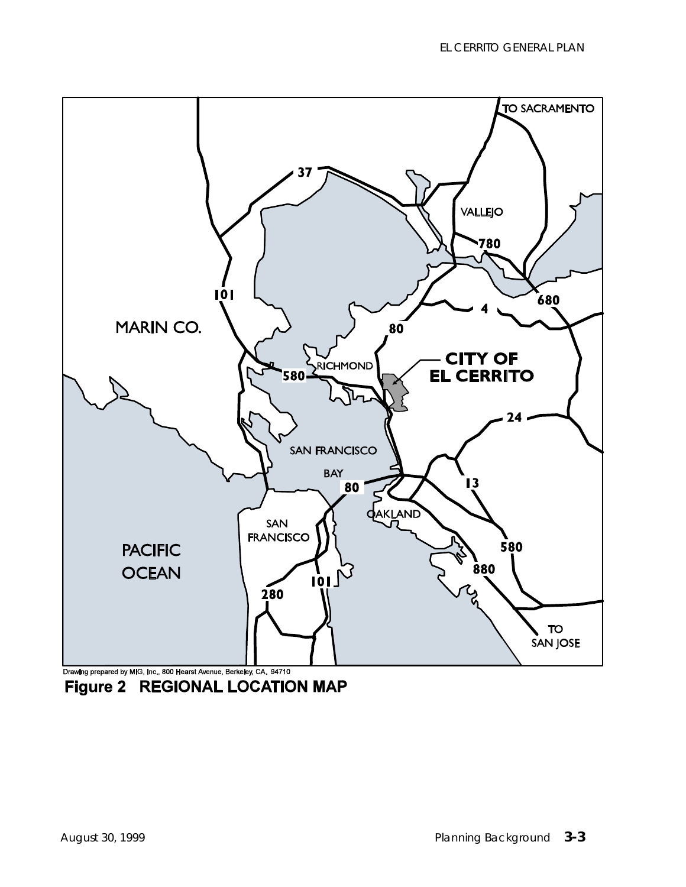Drawing prepared by MIG, Inc., 800 Hearst Avenue, Berkeley, CA. 94710

**Figure 2 REGIONAL LOCATION MAP**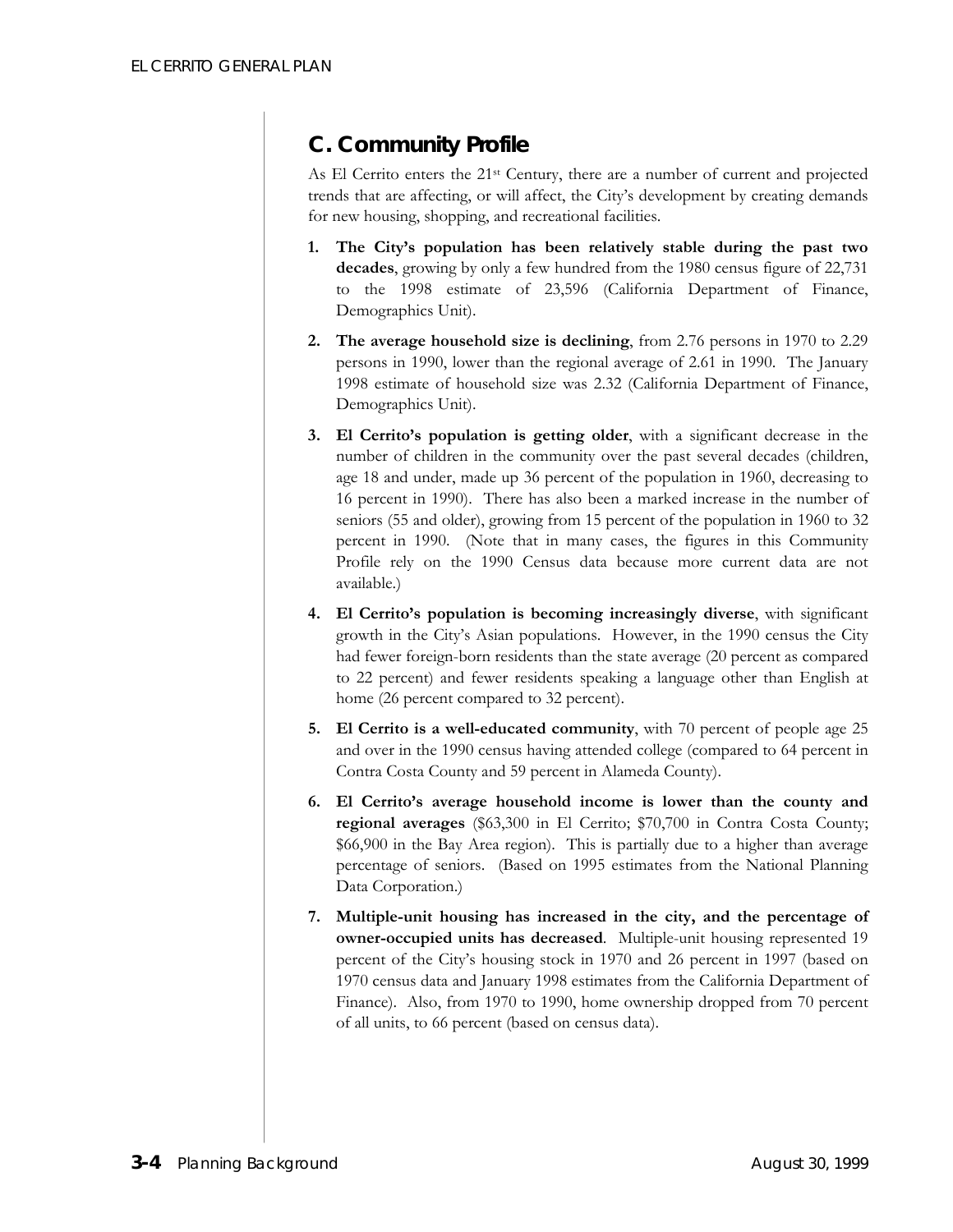## C. Community Profile

As El Cerrito enters the 21st Century, there are a number of current and projected trends that are affecting, or will affect, the City's development by creating demands for new housing, shopping, and recreational facilities.

1. **The City's population has been relatively stable during the past two decades**, growing by only a few hundred from the 1980 census figure of 22,731 to the 1998 estimate of 23,596 (California Department of Finance, Demographics Unit).
2. **The average household size is declining**, from 2.76 persons in 1970 to 2.29 persons in 1990, lower than the regional average of 2.61 in 1990. The January 1998 estimate of household size was 2.32 (California Department of Finance, Demographics Unit).
3. **El Cerrito's population is getting older**, with a significant decrease in the number of children in the community over the past several decades (children, age 18 and under, made up 36 percent of the population in 1960, decreasing to 16 percent in 1990). There has also been a marked increase in the number of seniors (55 and older), growing from 15 percent of the population in 1960 to 32 percent in 1990. (Note that in many cases, the figures in this Community Profile rely on the 1990 Census data because more current data are not available.)
4. **El Cerrito's population is becoming increasingly diverse**, with significant growth in the City's Asian populations. However, in the 1990 census the City had fewer foreign-born residents than the state average (20 percent as compared to 22 percent) and fewer residents speaking a language other than English at home (26 percent compared to 32 percent).
5. **El Cerrito is a well-educated community**, with 70 percent of people age 25 and over in the 1990 census having attended college (compared to 64 percent in Contra Costa County and 59 percent in Alameda County).
6. **El Cerrito's average household income is lower than the county and regional averages** ($63,300 in El Cerrito; $70,700 in Contra Costa County; $66,900 in the Bay Area region). This is partially due to a higher than average percentage of seniors. (Based on 1995 estimates from the National Planning Data Corporation.)
7. **Multiple-unit housing has increased in the city, and the percentage of owner-occupied units has decreased**. Multiple-unit housing represented 19 percent of the City's housing stock in 1970 and 26 percent in 1997 (based on 1970 census data and January 1998 estimates from the California Department of Finance). Also, from 1970 to 1990, home ownership dropped from 70 percent of all units, to 66 percent (based on census data).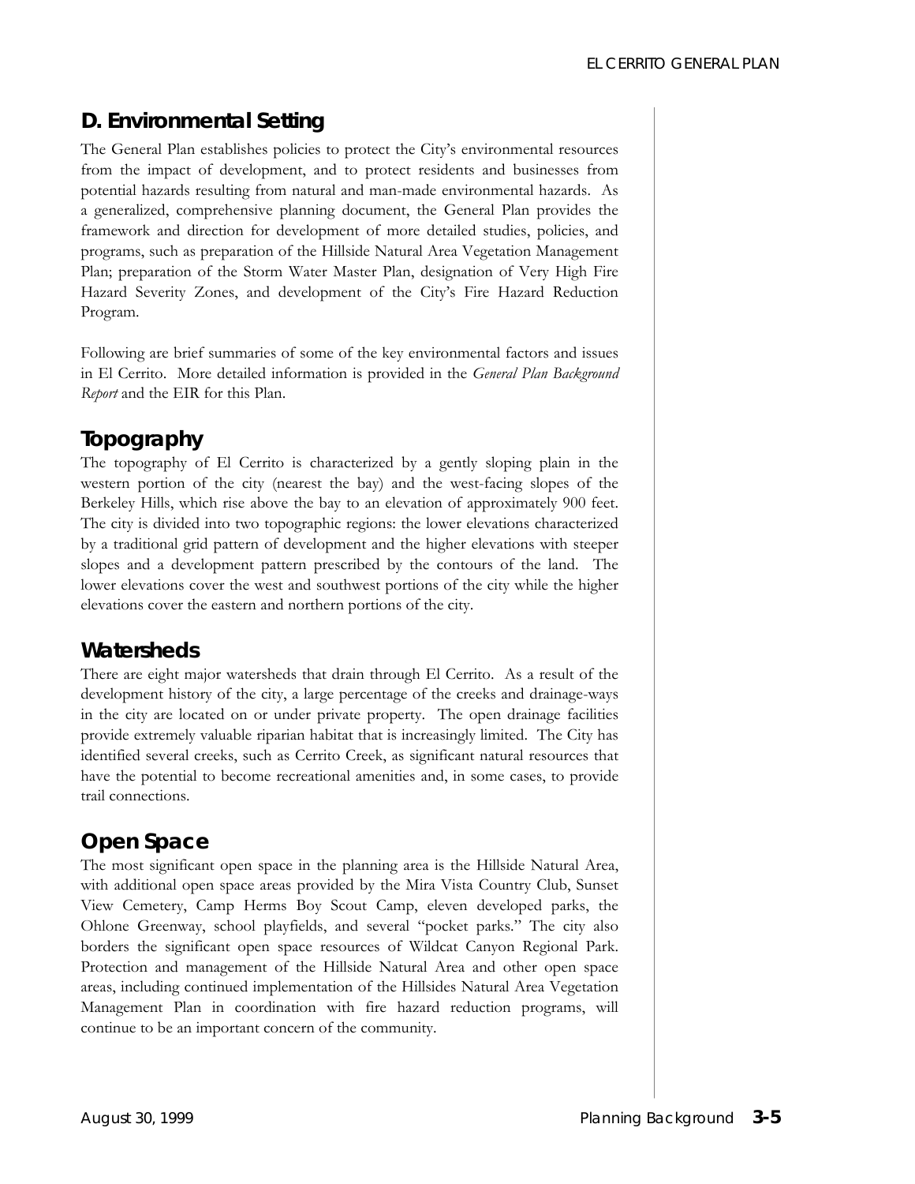## D. Environmental Setting

The General Plan establishes policies to protect the City's environmental resources from the impact of development, and to protect residents and businesses from potential hazards resulting from natural and man-made environmental hazards. As a generalized, comprehensive planning document, the General Plan provides the framework and direction for development of more detailed studies, policies, and programs, such as preparation of the Hillside Natural Area Vegetation Management Plan; preparation of the Storm Water Master Plan, designation of Very High Fire Hazard Severity Zones, and development of the City's Fire Hazard Reduction Program.

Following are brief summaries of some of the key environmental factors and issues in El Cerrito. More detailed information is provided in the *General Plan Background Report* and the EIR for this Plan.

### Topography

The topography of El Cerrito is characterized by a gently sloping plain in the western portion of the city (nearest the bay) and the west-facing slopes of the Berkeley Hills, which rise above the bay to an elevation of approximately 900 feet. The city is divided into two topographic regions: the lower elevations characterized by a traditional grid pattern of development and the higher elevations with steeper slopes and a development pattern prescribed by the contours of the land. The lower elevations cover the west and southwest portions of the city while the higher elevations cover the eastern and northern portions of the city.

### Watersheds

There are eight major watersheds that drain through El Cerrito. As a result of the development history of the city, a large percentage of the creeks and drainage-ways in the city are located on or under private property. The open drainage facilities provide extremely valuable riparian habitat that is increasingly limited. The City has identified several creeks, such as Cerrito Creek, as significant natural resources that have the potential to become recreational amenities and, in some cases, to provide trail connections.

### Open Space

The most significant open space in the planning area is the Hillside Natural Area, with additional open space areas provided by the Mira Vista Country Club, Sunset View Cemetery, Camp Herms Boy Scout Camp, eleven developed parks, the Ohlone Greenway, school playfields, and several "pocket parks." The city also borders the significant open space resources of Wildcat Canyon Regional Park. Protection and management of the Hillside Natural Area and other open space areas, including continued implementation of the Hillsides Natural Area Vegetation Management Plan in coordination with fire hazard reduction programs, will continue to be an important concern of the community.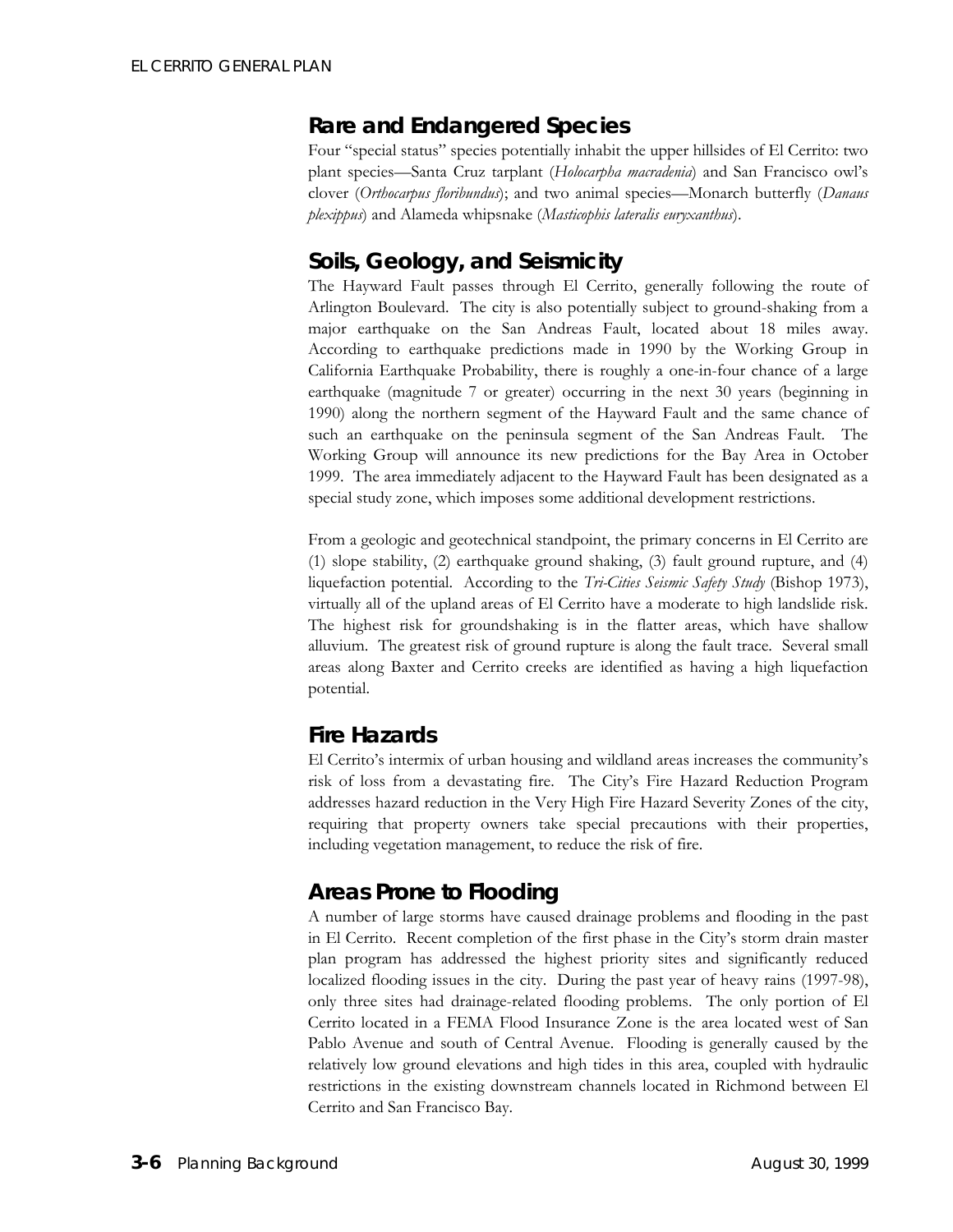## Rare and Endangered Species

Four "special status" species potentially inhabit the upper hillsides of El Cerrito: two plant species—Santa Cruz tarplant (*Holocarpha macradenia*) and San Francisco owl's clover (*Orthocarpus floribundus*); and two animal species—Monarch butterfly (*Danaus plexippus*) and Alameda whipsnake (*Masticophis lateralis euryxanthus*).

## Soils, Geology, and Seismicity

The Hayward Fault passes through El Cerrito, generally following the route of Arlington Boulevard. The city is also potentially subject to ground-shaking from a major earthquake on the San Andreas Fault, located about 18 miles away. According to earthquake predictions made in 1990 by the Working Group in California Earthquake Probability, there is roughly a one-in-four chance of a large earthquake (magnitude 7 or greater) occurring in the next 30 years (beginning in 1990) along the northern segment of the Hayward Fault and the same chance of such an earthquake on the peninsula segment of the San Andreas Fault. The Working Group will announce its new predictions for the Bay Area in October 1999. The area immediately adjacent to the Hayward Fault has been designated as a special study zone, which imposes some additional development restrictions.

From a geologic and geotechnical standpoint, the primary concerns in El Cerrito are (1) slope stability, (2) earthquake ground shaking, (3) fault ground rupture, and (4) liquefaction potential. According to the *Tri-Cities Seismic Safety Study* (Bishop 1973), virtually all of the upland areas of El Cerrito have a moderate to high landslide risk. The highest risk for groundshaking is in the flatter areas, which have shallow alluvium. The greatest risk of ground rupture is along the fault trace. Several small areas along Baxter and Cerrito creeks are identified as having a high liquefaction potential.

## Fire Hazards

El Cerrito's intermix of urban housing and wildland areas increases the community's risk of loss from a devastating fire. The City's Fire Hazard Reduction Program addresses hazard reduction in the Very High Fire Hazard Severity Zones of the city, requiring that property owners take special precautions with their properties, including vegetation management, to reduce the risk of fire.

## Areas Prone to Flooding

A number of large storms have caused drainage problems and flooding in the past in El Cerrito. Recent completion of the first phase in the City's storm drain master plan program has addressed the highest priority sites and significantly reduced localized flooding issues in the city. During the past year of heavy rains (1997-98), only three sites had drainage-related flooding problems. The only portion of El Cerrito located in a FEMA Flood Insurance Zone is the area located west of San Pablo Avenue and south of Central Avenue. Flooding is generally caused by the relatively low ground elevations and high tides in this area, coupled with hydraulic restrictions in the existing downstream channels located in Richmond between El Cerrito and San Francisco Bay.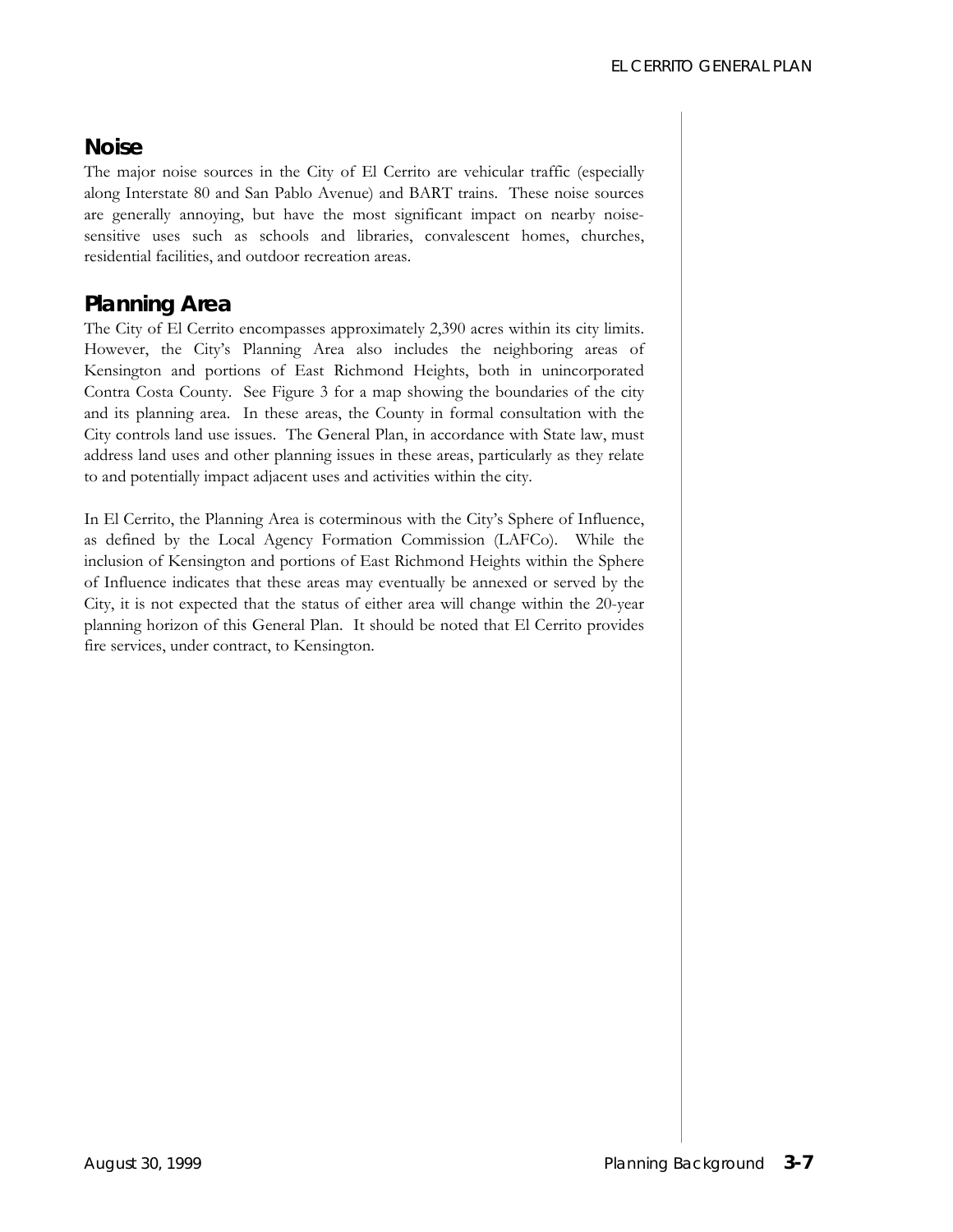## Noise

The major noise sources in the City of El Cerrito are vehicular traffic (especially along Interstate 80 and San Pablo Avenue) and BART trains. These noise sources are generally annoying, but have the most significant impact on nearby noise-sensitive uses such as schools and libraries, convalescent homes, churches, residential facilities, and outdoor recreation areas.

## Planning Area

The City of El Cerrito encompasses approximately 2,390 acres within its city limits. However, the City's Planning Area also includes the neighboring areas of Kensington and portions of East Richmond Heights, both in unincorporated Contra Costa County. See Figure 3 for a map showing the boundaries of the city and its planning area. In these areas, the County in formal consultation with the City controls land use issues. The General Plan, in accordance with State law, must address land uses and other planning issues in these areas, particularly as they relate to and potentially impact adjacent uses and activities within the city.

In El Cerrito, the Planning Area is coterminous with the City's Sphere of Influence, as defined by the Local Agency Formation Commission (LAFCo). While the inclusion of Kensington and portions of East Richmond Heights within the Sphere of Influence indicates that these areas may eventually be annexed or served by the City, it is not expected that the status of either area will change within the 20-year planning horizon of this General Plan. It should be noted that El Cerrito provides fire services, under contract, to Kensington.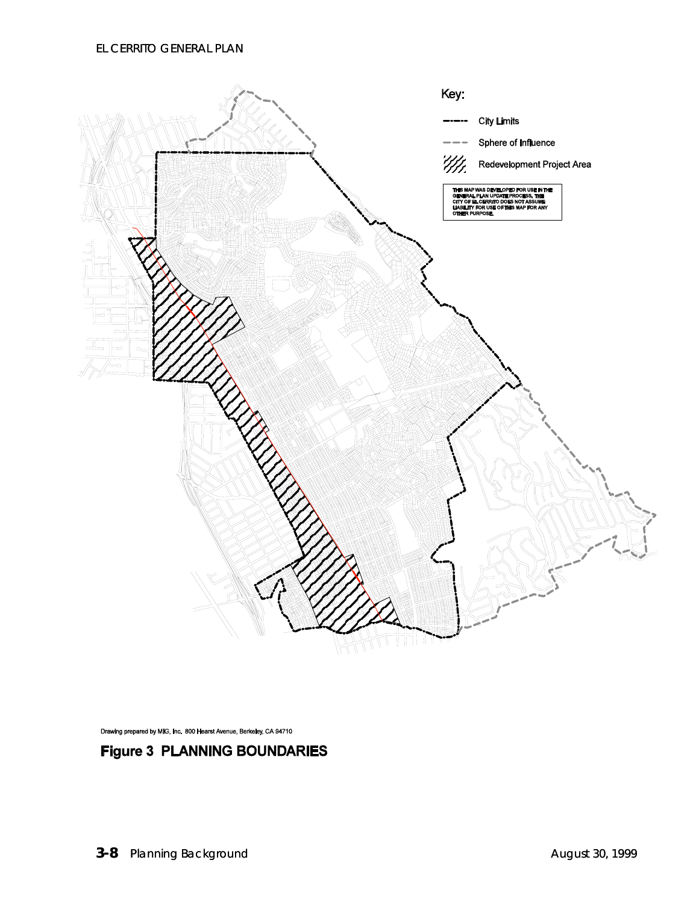Key:

City Limits

Sphere of Influence

Redevelopment Project Area

THIS MAP WAS DEVELOPED FOR USE IN THE GENERAL PLAN UPDATE PROCESS. THE CITY OF EL CERRITO DOES NOT ASSUME LIABILITY FOR USE OF THIS MAP FOR ANY OTHER PURPOSE.

Drawing prepared by MIG, Inc. 800 Hearst Avenue, Berkeley, CA 94710

**Figure 3 PLANNING BOUNDARIES**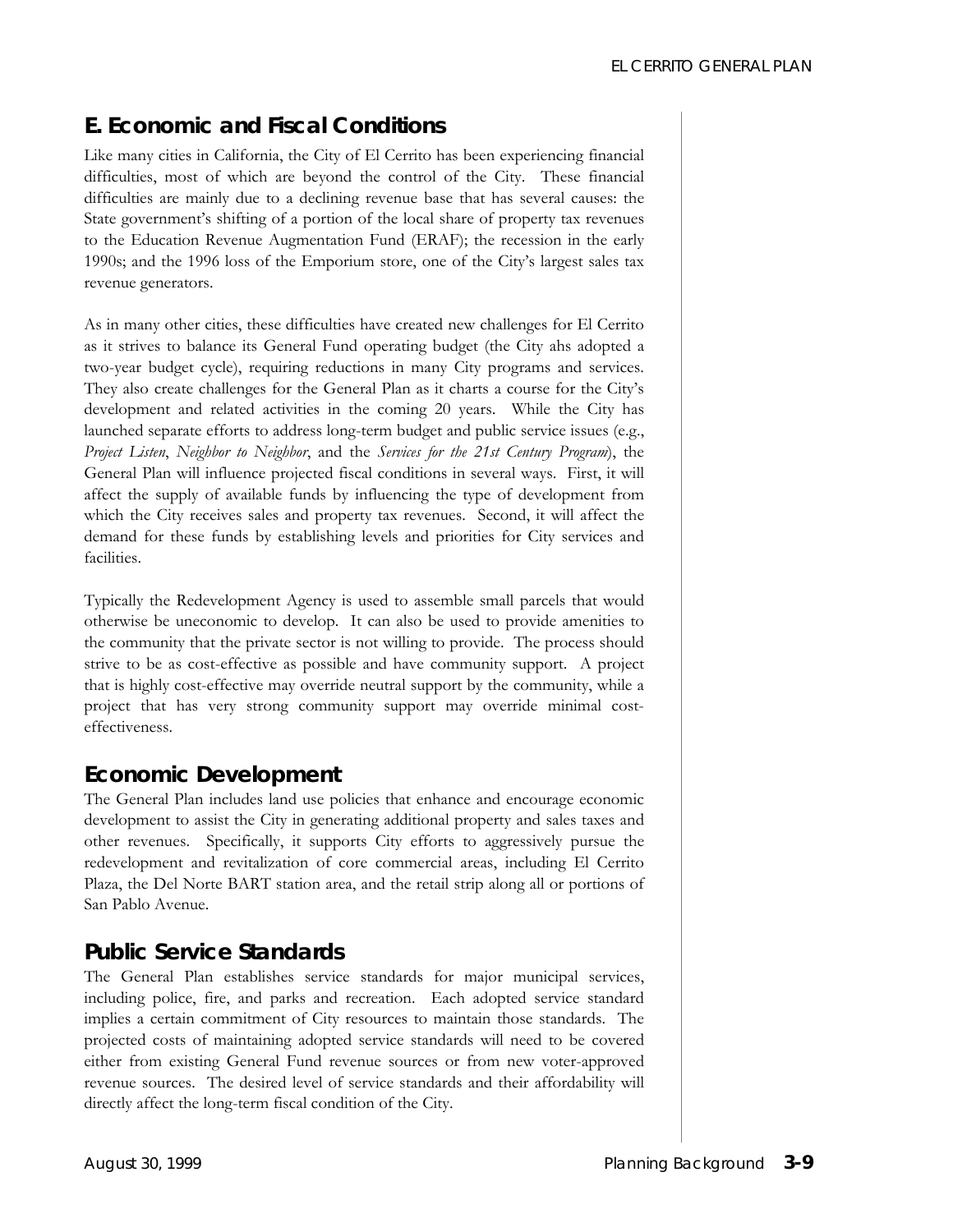## E. Economic and Fiscal Conditions

Like many cities in California, the City of El Cerrito has been experiencing financial difficulties, most of which are beyond the control of the City. These financial difficulties are mainly due to a declining revenue base that has several causes: the State government's shifting of a portion of the local share of property tax revenues to the Education Revenue Augmentation Fund (ERAF); the recession in the early 1990s; and the 1996 loss of the Emporium store, one of the City's largest sales tax revenue generators.

As in many other cities, these difficulties have created new challenges for El Cerrito as it strives to balance its General Fund operating budget (the City ahs adopted a two-year budget cycle), requiring reductions in many City programs and services. They also create challenges for the General Plan as it charts a course for the City's development and related activities in the coming 20 years. While the City has launched separate efforts to address long-term budget and public service issues (e.g., *Project Listen*, *Neighbor to Neighbor*, and the *Services for the 21st Century Program*), the General Plan will influence projected fiscal conditions in several ways. First, it will affect the supply of available funds by influencing the type of development from which the City receives sales and property tax revenues. Second, it will affect the demand for these funds by establishing levels and priorities for City services and facilities.

Typically the Redevelopment Agency is used to assemble small parcels that would otherwise be uneconomic to develop. It can also be used to provide amenities to the community that the private sector is not willing to provide. The process should strive to be as cost-effective as possible and have community support. A project that is highly cost-effective may override neutral support by the community, while a project that has very strong community support may override minimal cost-effectiveness.

## Economic Development

The General Plan includes land use policies that enhance and encourage economic development to assist the City in generating additional property and sales taxes and other revenues. Specifically, it supports City efforts to aggressively pursue the redevelopment and revitalization of core commercial areas, including El Cerrito Plaza, the Del Norte BART station area, and the retail strip along all or portions of San Pablo Avenue.

## Public Service Standards

The General Plan establishes service standards for major municipal services, including police, fire, and parks and recreation. Each adopted service standard implies a certain commitment of City resources to maintain those standards. The projected costs of maintaining adopted service standards will need to be covered either from existing General Fund revenue sources or from new voter-approved revenue sources. The desired level of service standards and their affordability will directly affect the long-term fiscal condition of the City.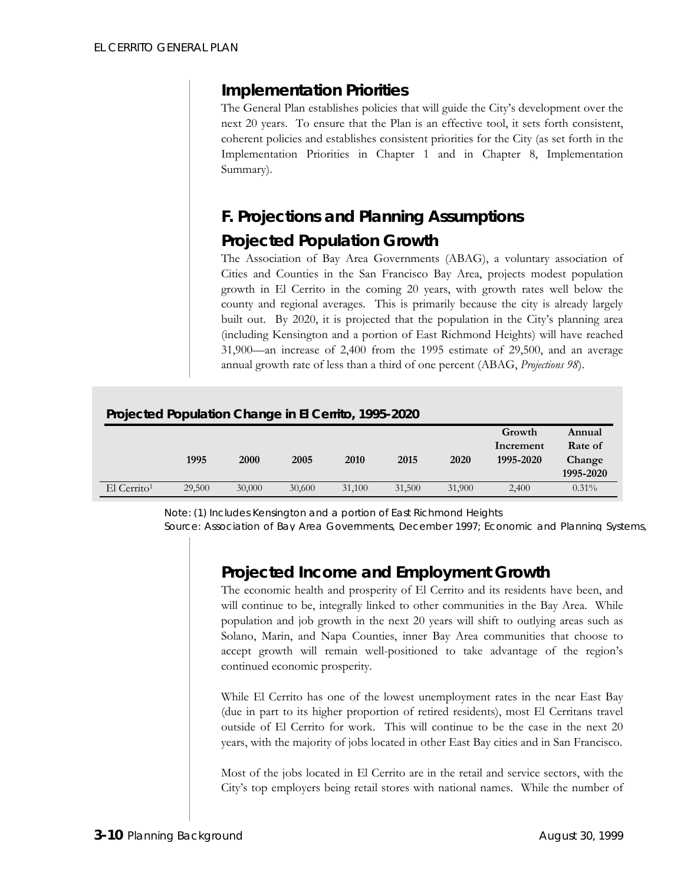## Implementation Priorities

The General Plan establishes policies that will guide the City's development over the next 20 years. To ensure that the Plan is an effective tool, it sets forth consistent, coherent policies and establishes consistent priorities for the City (as set forth in the Implementation Priorities in Chapter 1 and in Chapter 8, Implementation Summary).

# F. Projections and Planning Assumptions

## Projected Population Growth

The Association of Bay Area Governments (ABAG), a voluntary association of Cities and Counties in the San Francisco Bay Area, projects modest population growth in El Cerrito in the coming 20 years, with growth rates well below the county and regional averages. This is primarily because the city is already largely built out. By 2020, it is projected that the population in the City's planning area (including Kensington and a portion of East Richmond Heights) will have reached 31,900—an increase of 2,400 from the 1995 estimate of 29,500, and an average annual growth rate of less than a third of one percent (ABAG, *Projections 98*).

**Projected Population Change in El Cerrito, 1995-2020**

| | 1995 | 2000 | 2005 | 2010 | 2015 | 2020 | Growth Increment 1995-2020 | Annual Rate of Change 1995-2020 |
|---|---|---|---|---|---|---|---|---|
| El Cerrito[1] | 29,500 | 30,000 | 30,600 | 31,100 | 31,500 | 31,900 | 2,400 | 0.31% |

Note: (1) Includes Kensington and a portion of East Richmond Heights
Source: Association of Bay Area Governments, December 1997; Economic and Planning Systems,

## Projected Income and Employment Growth

The economic health and prosperity of El Cerrito and its residents have been, and will continue to be, integrally linked to other communities in the Bay Area. While population and job growth in the next 20 years will shift to outlying areas such as Solano, Marin, and Napa Counties, inner Bay Area communities that choose to accept growth will remain well-positioned to take advantage of the region's continued economic prosperity.

While El Cerrito has one of the lowest unemployment rates in the near East Bay (due in part to its higher proportion of retired residents), most El Cerritans travel outside of El Cerrito for work. This will continue to be the case in the next 20 years, with the majority of jobs located in other East Bay cities and in San Francisco.

Most of the jobs located in El Cerrito are in the retail and service sectors, with the City's top employers being retail stores with national names. While the number of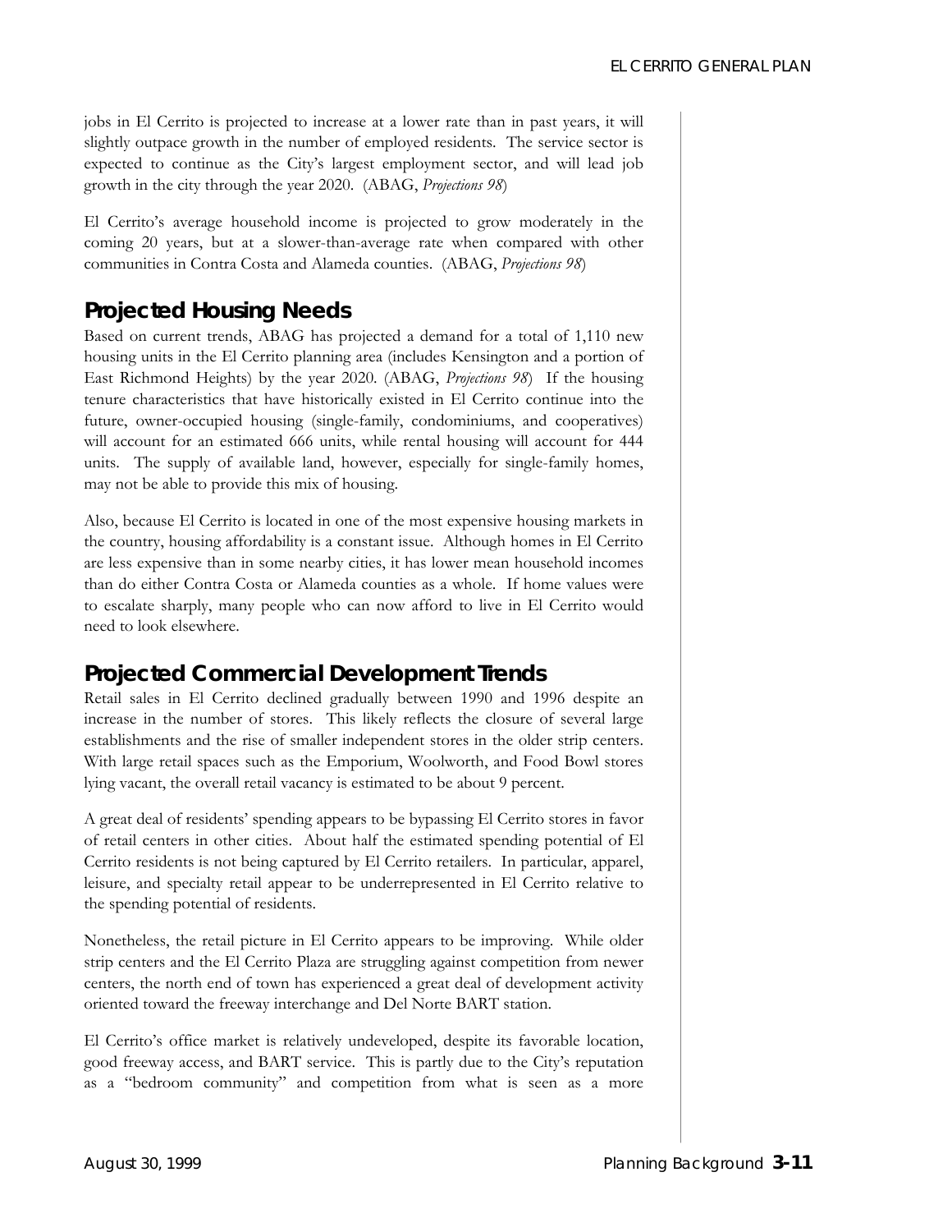jobs in El Cerrito is projected to increase at a lower rate than in past years, it will slightly outpace growth in the number of employed residents. The service sector is expected to continue as the City's largest employment sector, and will lead job growth in the city through the year 2020. (ABAG, *Projections 98*)

El Cerrito's average household income is projected to grow moderately in the coming 20 years, but at a slower-than-average rate when compared with other communities in Contra Costa and Alameda counties. (ABAG, *Projections 98*)

## Projected Housing Needs

Based on current trends, ABAG has projected a demand for a total of 1,110 new housing units in the El Cerrito planning area (includes Kensington and a portion of East Richmond Heights) by the year 2020. (ABAG, *Projections 98*) If the housing tenure characteristics that have historically existed in El Cerrito continue into the future, owner-occupied housing (single-family, condominiums, and cooperatives) will account for an estimated 666 units, while rental housing will account for 444 units. The supply of available land, however, especially for single-family homes, may not be able to provide this mix of housing.

Also, because El Cerrito is located in one of the most expensive housing markets in the country, housing affordability is a constant issue. Although homes in El Cerrito are less expensive than in some nearby cities, it has lower mean household incomes than do either Contra Costa or Alameda counties as a whole. If home values were to escalate sharply, many people who can now afford to live in El Cerrito would need to look elsewhere.

## Projected Commercial Development Trends

Retail sales in El Cerrito declined gradually between 1990 and 1996 despite an increase in the number of stores. This likely reflects the closure of several large establishments and the rise of smaller independent stores in the older strip centers. With large retail spaces such as the Emporium, Woolworth, and Food Bowl stores lying vacant, the overall retail vacancy is estimated to be about 9 percent.

A great deal of residents' spending appears to be bypassing El Cerrito stores in favor of retail centers in other cities. About half the estimated spending potential of El Cerrito residents is not being captured by El Cerrito retailers. In particular, apparel, leisure, and specialty retail appear to be underrepresented in El Cerrito relative to the spending potential of residents.

Nonetheless, the retail picture in El Cerrito appears to be improving. While older strip centers and the El Cerrito Plaza are struggling against competition from newer centers, the north end of town has experienced a great deal of development activity oriented toward the freeway interchange and Del Norte BART station.

El Cerrito's office market is relatively undeveloped, despite its favorable location, good freeway access, and BART service. This is partly due to the City's reputation as a "bedroom community" and competition from what is seen as a more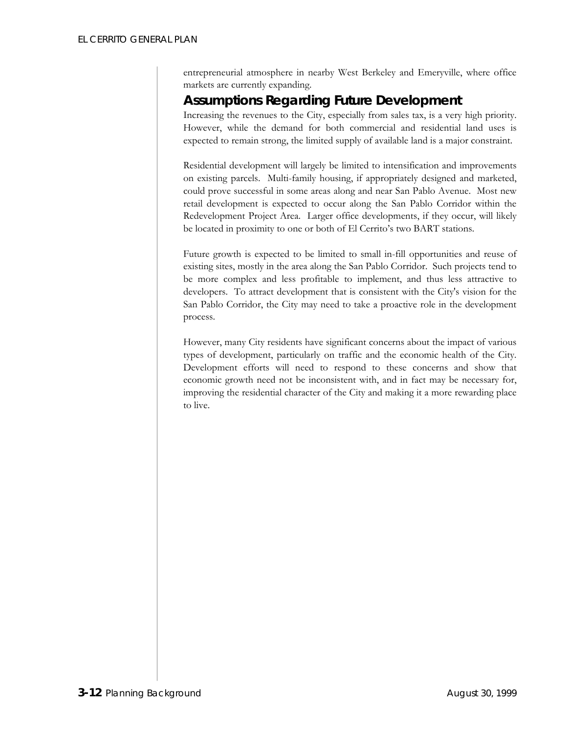entrepreneurial atmosphere in nearby West Berkeley and Emeryville, where office markets are currently expanding.

## Assumptions Regarding Future Development

Increasing the revenues to the City, especially from sales tax, is a very high priority. However, while the demand for both commercial and residential land uses is expected to remain strong, the limited supply of available land is a major constraint.

Residential development will largely be limited to intensification and improvements on existing parcels. Multi-family housing, if appropriately designed and marketed, could prove successful in some areas along and near San Pablo Avenue. Most new retail development is expected to occur along the San Pablo Corridor within the Redevelopment Project Area. Larger office developments, if they occur, will likely be located in proximity to one or both of El Cerrito's two BART stations.

Future growth is expected to be limited to small in-fill opportunities and reuse of existing sites, mostly in the area along the San Pablo Corridor. Such projects tend to be more complex and less profitable to implement, and thus less attractive to developers. To attract development that is consistent with the City's vision for the San Pablo Corridor, the City may need to take a proactive role in the development process.

However, many City residents have significant concerns about the impact of various types of development, particularly on traffic and the economic health of the City. Development efforts will need to respond to these concerns and show that economic growth need not be inconsistent with, and in fact may be necessary for, improving the residential character of the City and making it a more rewarding place to live.